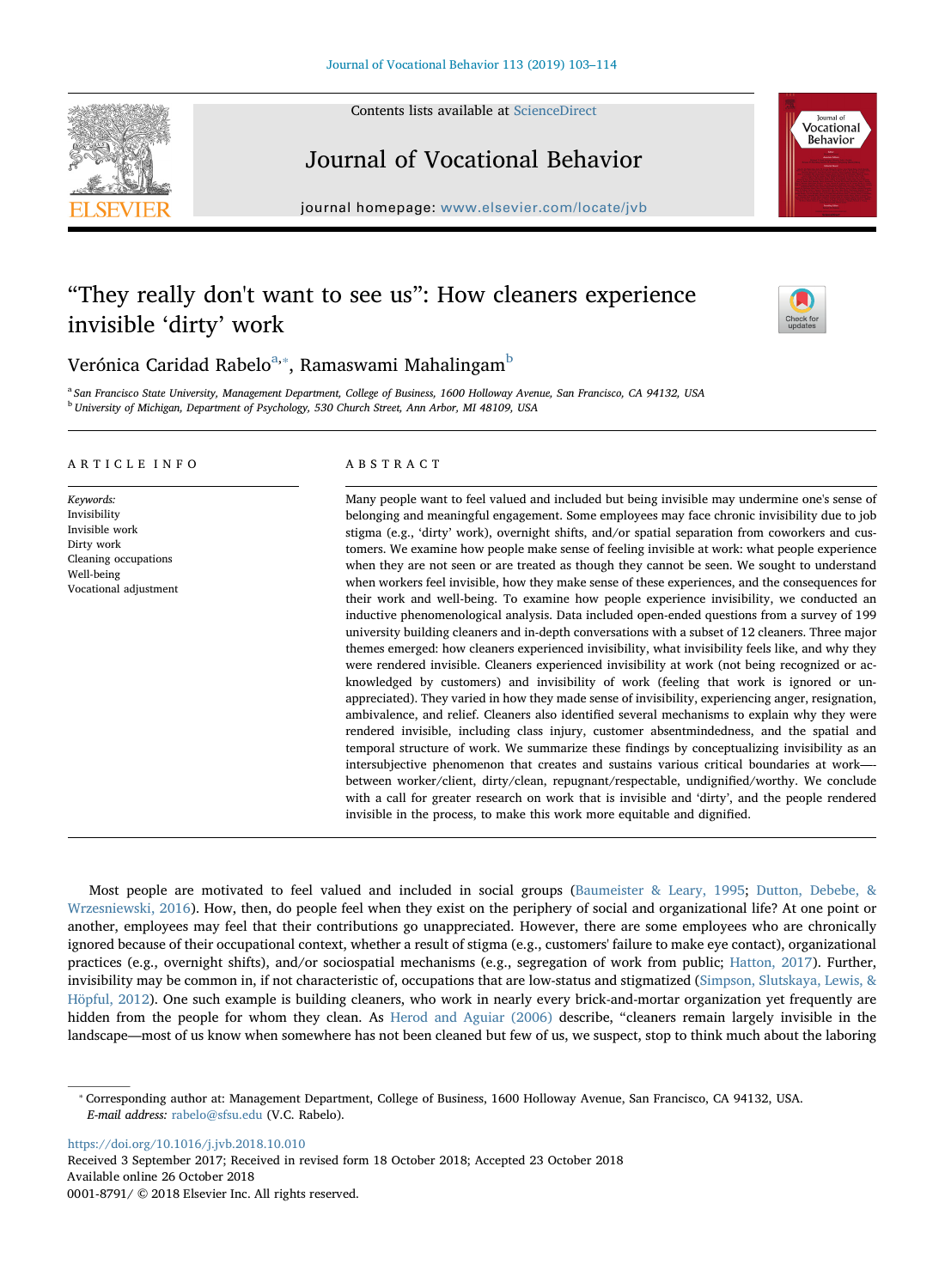# "They really don't want to see us": How cleaners experience invisible 'dirty' work

Verónica Caridad Rabelo[a,*], Ramaswami Mahalingam[b]

[a] San Francisco State University, Management Department, College of Business, 1600 Holloway Avenue, San Francisco, CA 94132, USA
[b] University of Michigan, Department of Psychology, 530 Church Street, Ann Arbor, MI 48109, USA

## ARTICLE INFO

*Keywords:*
Invisibility
Invisible work
Dirty work
Cleaning occupations
Well-being
Vocational adjustment

## ABSTRACT

Many people want to feel valued and included but being invisible may undermine one's sense of belonging and meaningful engagement. Some employees may face chronic invisibility due to job stigma (e.g., 'dirty' work), overnight shifts, and/or spatial separation from coworkers and customers. We examine how people make sense of feeling invisible at work: what people experience when they are not seen or are treated as though they cannot be seen. We sought to understand when workers feel invisible, how they make sense of these experiences, and the consequences for their work and well-being. To examine how people experience invisibility, we conducted an inductive phenomenological analysis. Data included open-ended questions from a survey of 199 university building cleaners and in-depth conversations with a subset of 12 cleaners. Three major themes emerged: how cleaners experienced invisibility, what invisibility feels like, and why they were rendered invisible. Cleaners experienced invisibility at work (not being recognized or acknowledged by customers) and invisibility of work (feeling that work is ignored or unappreciated). They varied in how they made sense of invisibility, experiencing anger, resignation, ambivalence, and relief. Cleaners also identified several mechanisms to explain why they were rendered invisible, including class injury, customer absentmindedness, and the spatial and temporal structure of work. We summarize these findings by conceptualizing invisibility as an intersubjective phenomenon that creates and sustains various critical boundaries at work—between worker/client, dirty/clean, repugnant/respectable, undignified/worthy. We conclude with a call for greater research on work that is invisible and 'dirty', and the people rendered invisible in the process, to make this work more equitable and dignified.

Most people are motivated to feel valued and included in social groups (Baumeister & Leary, 1995; Dutton, Debebe, & Wrzesniewski, 2016). How, then, do people feel when they exist on the periphery of social and organizational life? At one point or another, employees may feel that their contributions go unappreciated. However, there are some employees who are chronically ignored because of their occupational context, whether a result of stigma (e.g., customers' failure to make eye contact), organizational practices (e.g., overnight shifts), and/or sociospatial mechanisms (e.g., segregation of work from public; Hatton, 2017). Further, invisibility may be common in, if not characteristic of, occupations that are low-status and stigmatized (Simpson, Slutskaya, Lewis, & Höpful, 2012). One such example is building cleaners, who work in nearly every brick-and-mortar organization yet frequently are hidden from the people for whom they clean. As Herod and Aguiar (2006) describe, "cleaners remain largely invisible in the landscape—most of us know when somewhere has not been cleaned but few of us, we suspect, stop to think much about the laboring

---

* Corresponding author at: Management Department, College of Business, 1600 Holloway Avenue, San Francisco, CA 94132, USA.
*E-mail address:* rabelo@sfsu.edu (V.C. Rabelo).

https://doi.org/10.1016/j.jvb.2018.10.010
Received 3 September 2017; Received in revised form 18 October 2018; Accepted 23 October 2018
Available online 26 October 2018
0001-8791/ © 2018 Elsevier Inc. All rights reserved.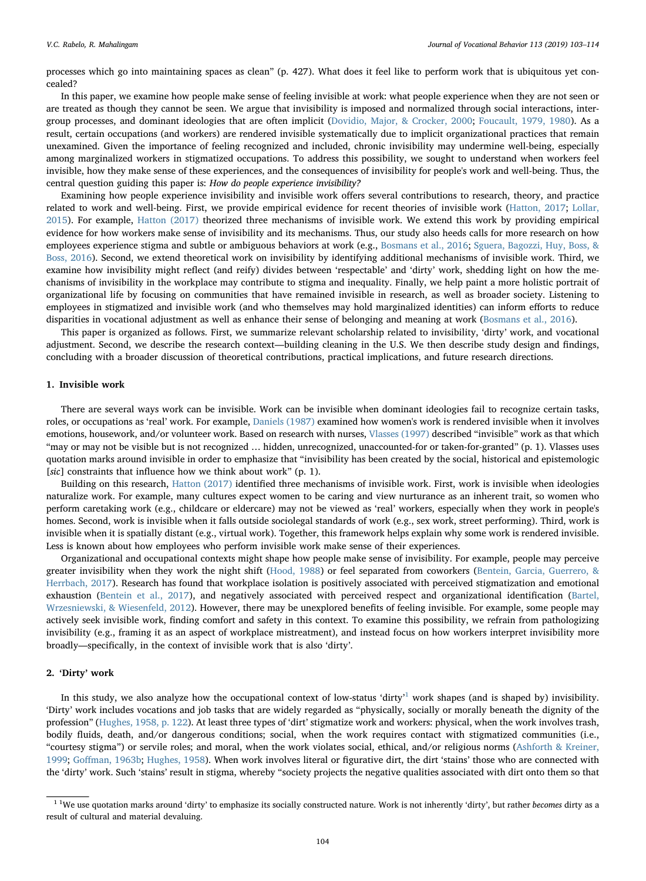processes which go into maintaining spaces as clean" (p. 427). What does it feel like to perform work that is ubiquitous yet concealed?

In this paper, we examine how people make sense of feeling invisible at work: what people experience when they are not seen or are treated as though they cannot be seen. We argue that invisibility is imposed and normalized through social interactions, intergroup processes, and dominant ideologies that are often implicit (Dovidio, Major, & Crocker, 2000; Foucault, 1979, 1980). As a result, certain occupations (and workers) are rendered invisible systematically due to implicit organizational practices that remain unexamined. Given the importance of feeling recognized and included, chronic invisibility may undermine well-being, especially among marginalized workers in stigmatized occupations. To address this possibility, we sought to understand when workers feel invisible, how they make sense of these experiences, and the consequences of invisibility for people's work and well-being. Thus, the central question guiding this paper is: *How do people experience invisibility?*

Examining how people experience invisibility and invisible work offers several contributions to research, theory, and practice related to work and well-being. First, we provide empirical evidence for recent theories of invisible work (Hatton, 2017; Lollar, 2015). For example, Hatton (2017) theorized three mechanisms of invisible work. We extend this work by providing empirical evidence for how workers make sense of invisibility and its mechanisms. Thus, our study also heeds calls for more research on how employees experience stigma and subtle or ambiguous behaviors at work (e.g., Bosmans et al., 2016; Sguera, Bagozzi, Huy, Boss, & Boss, 2016). Second, we extend theoretical work on invisibility by identifying additional mechanisms of invisible work. Third, we examine how invisibility might reflect (and reify) divides between 'respectable' and 'dirty' work, shedding light on how the mechanisms of invisibility in the workplace may contribute to stigma and inequality. Finally, we help paint a more holistic portrait of organizational life by focusing on communities that have remained invisible in research, as well as broader society. Listening to employees in stigmatized and invisible work (and who themselves may hold marginalized identities) can inform efforts to reduce disparities in vocational adjustment as well as enhance their sense of belonging and meaning at work (Bosmans et al., 2016).

This paper is organized as follows. First, we summarize relevant scholarship related to invisibility, 'dirty' work, and vocational adjustment. Second, we describe the research context—building cleaning in the U.S. We then describe study design and findings, concluding with a broader discussion of theoretical contributions, practical implications, and future research directions.

## 1. Invisible work

There are several ways work can be invisible. Work can be invisible when dominant ideologies fail to recognize certain tasks, roles, or occupations as 'real' work. For example, Daniels (1987) examined how women's work is rendered invisible when it involves emotions, housework, and/or volunteer work. Based on research with nurses, Vlasses (1997) described "invisible" work as that which "may or may not be visible but is not recognized … hidden, unrecognized, unaccounted-for or taken-for-granted" (p. 1). Vlasses uses quotation marks around invisible in order to emphasize that "invisibility has been created by the social, historical and epistemologic [*sic*] constraints that influence how we think about work" (p. 1).

Building on this research, Hatton (2017) identified three mechanisms of invisible work. First, work is invisible when ideologies naturalize work. For example, many cultures expect women to be caring and view nurturance as an inherent trait, so women who perform caretaking work (e.g., childcare or eldercare) may not be viewed as 'real' workers, especially when they work in people's homes. Second, work is invisible when it falls outside sociolegal standards of work (e.g., sex work, street performing). Third, work is invisible when it is spatially distant (e.g., virtual work). Together, this framework helps explain why some work is rendered invisible. Less is known about how employees who perform invisible work make sense of their experiences.

Organizational and occupational contexts might shape how people make sense of invisibility. For example, people may perceive greater invisibility when they work the night shift (Hood, 1988) or feel separated from coworkers (Bentein, Garcia, Guerrero, & Herrbach, 2017). Research has found that workplace isolation is positively associated with perceived stigmatization and emotional exhaustion (Bentein et al., 2017), and negatively associated with perceived respect and organizational identification (Bartel, Wrzesniewski, & Wiesenfeld, 2012). However, there may be unexplored benefits of feeling invisible. For example, some people may actively seek invisible work, finding comfort and safety in this context. To examine this possibility, we refrain from pathologizing invisibility (e.g., framing it as an aspect of workplace mistreatment), and instead focus on how workers interpret invisibility more broadly—specifically, in the context of invisible work that is also 'dirty'.

## 2. 'Dirty' work

In this study, we also analyze how the occupational context of low-status 'dirty'[1] work shapes (and is shaped by) invisibility. 'Dirty' work includes vocations and job tasks that are widely regarded as "physically, socially or morally beneath the dignity of the profession" (Hughes, 1958, p. 122). At least three types of 'dirt' stigmatize work and workers: physical, when the work involves trash, bodily fluids, death, and/or dangerous conditions; social, when the work requires contact with stigmatized communities (i.e., "courtesy stigma") or servile roles; and moral, when the work violates social, ethical, and/or religious norms (Ashforth & Kreiner, 1999; Goffman, 1963b; Hughes, 1958). When work involves literal or figurative dirt, the dirt 'stains' those who are connected with the 'dirty' work. Such 'stains' result in stigma, whereby "society projects the negative qualities associated with dirt onto them so that

[1] We use quotation marks around 'dirty' to emphasize its socially constructed nature. Work is not inherently 'dirty', but rather *becomes* dirty as a result of cultural and material devaluing.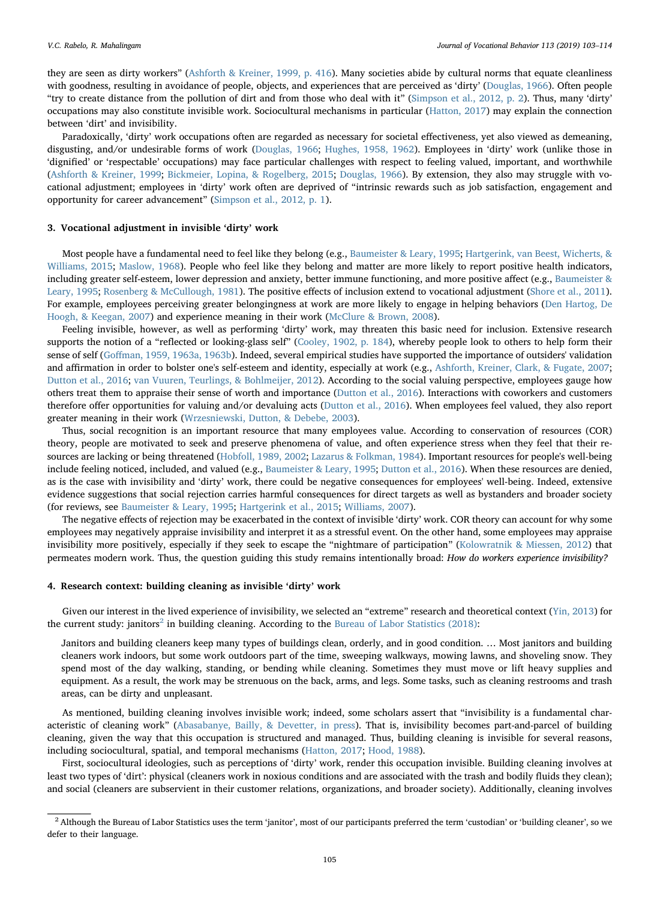they are seen as dirty workers" (Ashforth & Kreiner, 1999, p. 416). Many societies abide by cultural norms that equate cleanliness with goodness, resulting in avoidance of people, objects, and experiences that are perceived as 'dirty' (Douglas, 1966). Often people "try to create distance from the pollution of dirt and from those who deal with it" (Simpson et al., 2012, p. 2). Thus, many 'dirty' occupations may also constitute invisible work. Sociocultural mechanisms in particular (Hatton, 2017) may explain the connection between 'dirt' and invisibility.

Paradoxically, 'dirty' work occupations often are regarded as necessary for societal effectiveness, yet also viewed as demeaning, disgusting, and/or undesirable forms of work (Douglas, 1966; Hughes, 1958, 1962). Employees in 'dirty' work (unlike those in 'dignified' or 'respectable' occupations) may face particular challenges with respect to feeling valued, important, and worthwhile (Ashforth & Kreiner, 1999; Bickmeier, Lopina, & Rogelberg, 2015; Douglas, 1966). By extension, they also may struggle with vocational adjustment; employees in 'dirty' work often are deprived of "intrinsic rewards such as job satisfaction, engagement and opportunity for career advancement" (Simpson et al., 2012, p. 1).

## 3. Vocational adjustment in invisible 'dirty' work

Most people have a fundamental need to feel like they belong (e.g., Baumeister & Leary, 1995; Hartgerink, van Beest, Wicherts, & Williams, 2015; Maslow, 1968). People who feel like they belong and matter are more likely to report positive health indicators, including greater self-esteem, lower depression and anxiety, better immune functioning, and more positive affect (e.g., Baumeister & Leary, 1995; Rosenberg & McCullough, 1981). The positive effects of inclusion extend to vocational adjustment (Shore et al., 2011). For example, employees perceiving greater belongingness at work are more likely to engage in helping behaviors (Den Hartog, De Hoogh, & Keegan, 2007) and experience meaning in their work (McClure & Brown, 2008).

Feeling invisible, however, as well as performing 'dirty' work, may threaten this basic need for inclusion. Extensive research supports the notion of a "reflected or looking-glass self" (Cooley, 1902, p. 184), whereby people look to others to help form their sense of self (Goffman, 1959, 1963a, 1963b). Indeed, several empirical studies have supported the importance of outsiders' validation and affirmation in order to bolster one's self-esteem and identity, especially at work (e.g., Ashforth, Kreiner, Clark, & Fugate, 2007; Dutton et al., 2016; van Vuuren, Teurlings, & Bohlmeijer, 2012). According to the social valuing perspective, employees gauge how others treat them to appraise their sense of worth and importance (Dutton et al., 2016). Interactions with coworkers and customers therefore offer opportunities for valuing and/or devaluing acts (Dutton et al., 2016). When employees feel valued, they also report greater meaning in their work (Wrzesniewski, Dutton, & Debebe, 2003).

Thus, social recognition is an important resource that many employees value. According to conservation of resources (COR) theory, people are motivated to seek and preserve phenomena of value, and often experience stress when they feel that their resources are lacking or being threatened (Hobfoll, 1989, 2002; Lazarus & Folkman, 1984). Important resources for people's well-being include feeling noticed, included, and valued (e.g., Baumeister & Leary, 1995; Dutton et al., 2016). When these resources are denied, as is the case with invisibility and 'dirty' work, there could be negative consequences for employees' well-being. Indeed, extensive evidence suggestions that social rejection carries harmful consequences for direct targets as well as bystanders and broader society (for reviews, see Baumeister & Leary, 1995; Hartgerink et al., 2015; Williams, 2007).

The negative effects of rejection may be exacerbated in the context of invisible 'dirty' work. COR theory can account for why some employees may negatively appraise invisibility and interpret it as a stressful event. On the other hand, some employees may appraise invisibility more positively, especially if they seek to escape the "nightmare of participation" (Kolowratnik & Miessen, 2012) that permeates modern work. Thus, the question guiding this study remains intentionally broad: *How do workers experience invisibility?*

## 4. Research context: building cleaning as invisible 'dirty' work

Given our interest in the lived experience of invisibility, we selected an "extreme" research and theoretical context (Yin, 2013) for the current study: janitors[2] in building cleaning. According to the Bureau of Labor Statistics (2018):

> Janitors and building cleaners keep many types of buildings clean, orderly, and in good condition. … Most janitors and building cleaners work indoors, but some work outdoors part of the time, sweeping walkways, mowing lawns, and shoveling snow. They spend most of the day walking, standing, or bending while cleaning. Sometimes they must move or lift heavy supplies and equipment. As a result, the work may be strenuous on the back, arms, and legs. Some tasks, such as cleaning restrooms and trash areas, can be dirty and unpleasant.

As mentioned, building cleaning involves invisible work; indeed, some scholars assert that "invisibility is a fundamental characteristic of cleaning work" (Abasabanye, Bailly, & Devetter, in press). That is, invisibility becomes part-and-parcel of building cleaning, given the way that this occupation is structured and managed. Thus, building cleaning is invisible for several reasons, including sociocultural, spatial, and temporal mechanisms (Hatton, 2017; Hood, 1988).

First, sociocultural ideologies, such as perceptions of 'dirty' work, render this occupation invisible. Building cleaning involves at least two types of 'dirt': physical (cleaners work in noxious conditions and are associated with the trash and bodily fluids they clean); and social (cleaners are subservient in their customer relations, organizations, and broader society). Additionally, cleaning involves

[2] Although the Bureau of Labor Statistics uses the term 'janitor', most of our participants preferred the term 'custodian' or 'building cleaner', so we defer to their language.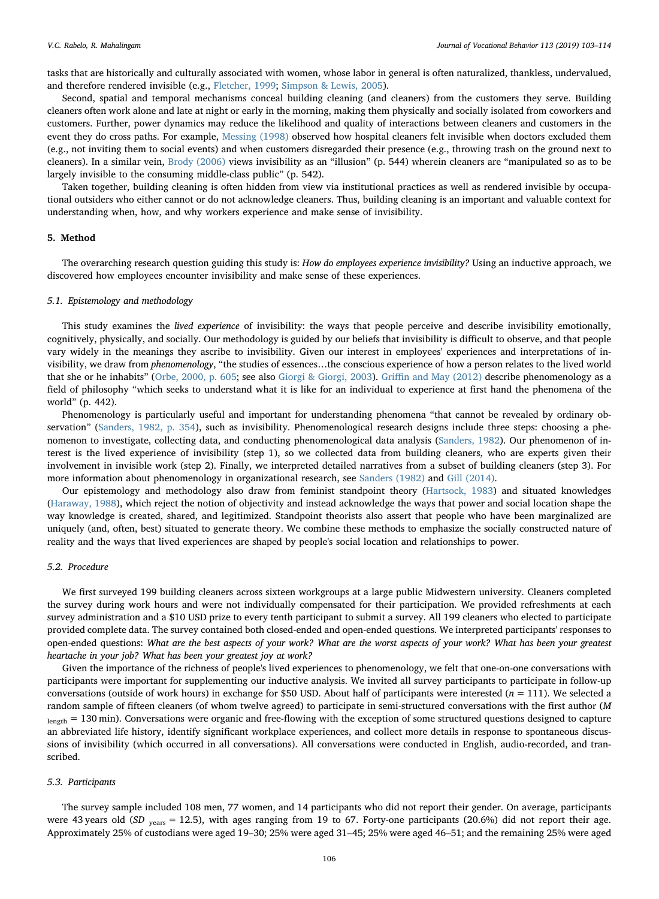tasks that are historically and culturally associated with women, whose labor in general is often naturalized, thankless, undervalued, and therefore rendered invisible (e.g., Fletcher, 1999; Simpson & Lewis, 2005).

Second, spatial and temporal mechanisms conceal building cleaning (and cleaners) from the customers they serve. Building cleaners often work alone and late at night or early in the morning, making them physically and socially isolated from coworkers and customers. Further, power dynamics may reduce the likelihood and quality of interactions between cleaners and customers in the event they do cross paths. For example, Messing (1998) observed how hospital cleaners felt invisible when doctors excluded them (e.g., not inviting them to social events) and when customers disregarded their presence (e.g., throwing trash on the ground next to cleaners). In a similar vein, Brody (2006) views invisibility as an "illusion" (p. 544) wherein cleaners are "manipulated so as to be largely invisible to the consuming middle-class public" (p. 542).

Taken together, building cleaning is often hidden from view via institutional practices as well as rendered invisible by occupational outsiders who either cannot or do not acknowledge cleaners. Thus, building cleaning is an important and valuable context for understanding when, how, and why workers experience and make sense of invisibility.

## 5. Method

The overarching research question guiding this study is: *How do employees experience invisibility?* Using an inductive approach, we discovered how employees encounter invisibility and make sense of these experiences.

### 5.1. Epistemology and methodology

This study examines the *lived experience* of invisibility: the ways that people perceive and describe invisibility emotionally, cognitively, physically, and socially. Our methodology is guided by our beliefs that invisibility is difficult to observe, and that people vary widely in the meanings they ascribe to invisibility. Given our interest in employees' experiences and interpretations of invisibility, we draw from *phenomenology*, "the studies of essences…the conscious experience of how a person relates to the lived world that she or he inhabits" (Orbe, 2000, p. 605; see also Giorgi & Giorgi, 2003). Griffin and May (2012) describe phenomenology as a field of philosophy "which seeks to understand what it is like for an individual to experience at first hand the phenomena of the world" (p. 442).

Phenomenology is particularly useful and important for understanding phenomena "that cannot be revealed by ordinary observation" (Sanders, 1982, p. 354), such as invisibility. Phenomenological research designs include three steps: choosing a phenomenon to investigate, collecting data, and conducting phenomenological data analysis (Sanders, 1982). Our phenomenon of interest is the lived experience of invisibility (step 1), so we collected data from building cleaners, who are experts given their involvement in invisible work (step 2). Finally, we interpreted detailed narratives from a subset of building cleaners (step 3). For more information about phenomenology in organizational research, see Sanders (1982) and Gill (2014).

Our epistemology and methodology also draw from feminist standpoint theory (Hartsock, 1983) and situated knowledges (Haraway, 1988), which reject the notion of objectivity and instead acknowledge the ways that power and social location shape the way knowledge is created, shared, and legitimized. Standpoint theorists also assert that people who have been marginalized are uniquely (and, often, best) situated to generate theory. We combine these methods to emphasize the socially constructed nature of reality and the ways that lived experiences are shaped by people's social location and relationships to power.

### 5.2. Procedure

We first surveyed 199 building cleaners across sixteen workgroups at a large public Midwestern university. Cleaners completed the survey during work hours and were not individually compensated for their participation. We provided refreshments at each survey administration and a $10 USD prize to every tenth participant to submit a survey. All 199 cleaners who elected to participate provided complete data. The survey contained both closed-ended and open-ended questions. We interpreted participants' responses to open-ended questions: *What are the best aspects of your work? What are the worst aspects of your work? What has been your greatest heartache in your job? What has been your greatest joy at work?*

Given the importance of the richness of people's lived experiences to phenomenology, we felt that one-on-one conversations with participants were important for supplementing our inductive analysis. We invited all survey participants to participate in follow-up conversations (outside of work hours) in exchange for $50 USD. About half of participants were interested ($n$ = 111). We selected a random sample of fifteen cleaners (of whom twelve agreed) to participate in semi-structured conversations with the first author ($M_{\text{length}}$ = 130 min). Conversations were organic and free-flowing with the exception of some structured questions designed to capture an abbreviated life history, identify significant workplace experiences, and collect more details in response to spontaneous discussions of invisibility (which occurred in all conversations). All conversations were conducted in English, audio-recorded, and transcribed.

### 5.3. Participants

The survey sample included 108 men, 77 women, and 14 participants who did not report their gender. On average, participants were 43 years old ($SD_{\text{years}}$ = 12.5), with ages ranging from 19 to 67. Forty-one participants (20.6%) did not report their age. Approximately 25% of custodians were aged 19–30; 25% were aged 31–45; 25% were aged 46–51; and the remaining 25% were aged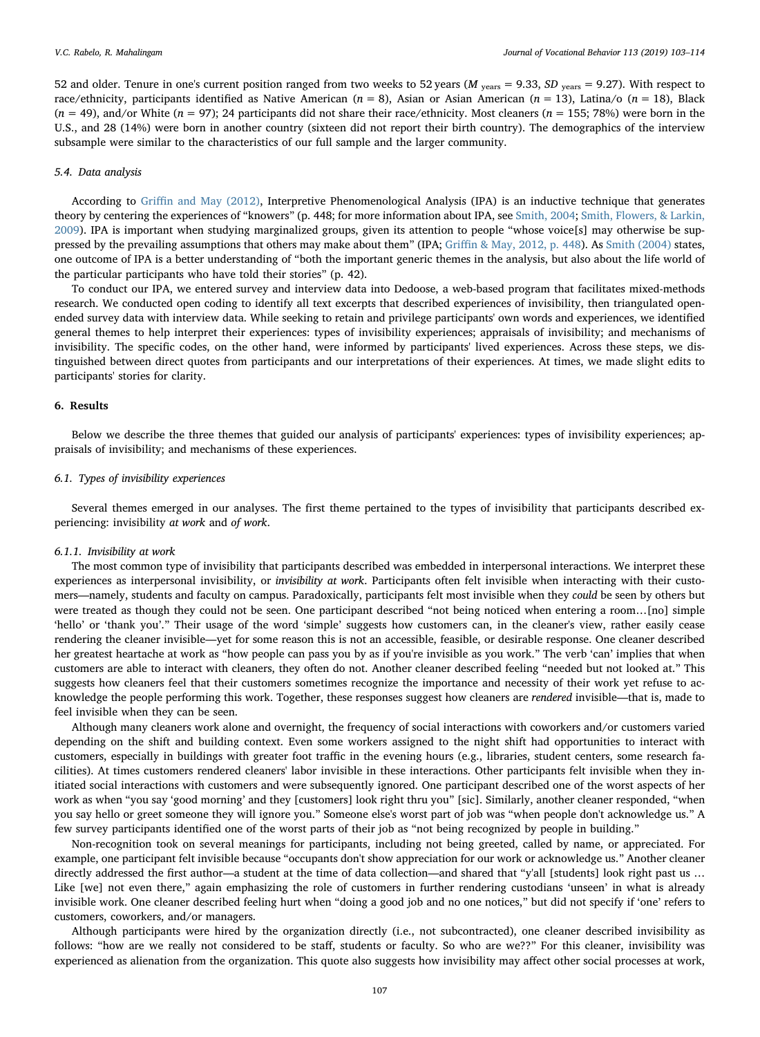52 and older. Tenure in one's current position ranged from two weeks to 52 years ($M_{\text{years}} = 9.33$, $SD_{\text{years}} = 9.27$). With respect to race/ethnicity, participants identified as Native American ($n = 8$), Asian or Asian American ($n = 13$), Latina/o ($n = 18$), Black ($n = 49$), and/or White ($n = 97$); 24 participants did not share their race/ethnicity. Most cleaners ($n = 155$; 78%) were born in the U.S., and 28 (14%) were born in another country (sixteen did not report their birth country). The demographics of the interview subsample were similar to the characteristics of our full sample and the larger community.

### 5.4. Data analysis

According to Griffin and May (2012), Interpretive Phenomenological Analysis (IPA) is an inductive technique that generates theory by centering the experiences of "knowers" (p. 448; for more information about IPA, see Smith, 2004; Smith, Flowers, & Larkin, 2009). IPA is important when studying marginalized groups, given its attention to people "whose voice[s] may otherwise be suppressed by the prevailing assumptions that others may make about them" (IPA; Griffin & May, 2012, p. 448). As Smith (2004) states, one outcome of IPA is a better understanding of "both the important generic themes in the analysis, but also about the life world of the particular participants who have told their stories" (p. 42).

To conduct our IPA, we entered survey and interview data into Dedoose, a web-based program that facilitates mixed-methods research. We conducted open coding to identify all text excerpts that described experiences of invisibility, then triangulated open-ended survey data with interview data. While seeking to retain and privilege participants' own words and experiences, we identified general themes to help interpret their experiences: types of invisibility experiences; appraisals of invisibility; and mechanisms of invisibility. The specific codes, on the other hand, were informed by participants' lived experiences. Across these steps, we distinguished between direct quotes from participants and our interpretations of their experiences. At times, we made slight edits to participants' stories for clarity.

## 6. Results

Below we describe the three themes that guided our analysis of participants' experiences: types of invisibility experiences; appraisals of invisibility; and mechanisms of these experiences.

### 6.1. Types of invisibility experiences

Several themes emerged in our analyses. The first theme pertained to the types of invisibility that participants described experiencing: invisibility *at work* and *of work*.

#### 6.1.1. Invisibility at work

The most common type of invisibility that participants described was embedded in interpersonal interactions. We interpret these experiences as interpersonal invisibility, or *invisibility at work*. Participants often felt invisible when interacting with their customers—namely, students and faculty on campus. Paradoxically, participants felt most invisible when they *could* be seen by others but were treated as though they could not be seen. One participant described "not being noticed when entering a room…[no] simple 'hello' or 'thank you'." Their usage of the word 'simple' suggests how customers can, in the cleaner's view, rather easily cease rendering the cleaner invisible—yet for some reason this is not an accessible, feasible, or desirable response. One cleaner described her greatest heartache at work as "how people can pass you by as if you're invisible as you work." The verb 'can' implies that when customers are able to interact with cleaners, they often do not. Another cleaner described feeling "needed but not looked at." This suggests how cleaners feel that their customers sometimes recognize the importance and necessity of their work yet refuse to acknowledge the people performing this work. Together, these responses suggest how cleaners are *rendered* invisible—that is, made to feel invisible when they can be seen.

Although many cleaners work alone and overnight, the frequency of social interactions with coworkers and/or customers varied depending on the shift and building context. Even some workers assigned to the night shift had opportunities to interact with customers, especially in buildings with greater foot traffic in the evening hours (e.g., libraries, student centers, some research facilities). At times customers rendered cleaners' labor invisible in these interactions. Other participants felt invisible when they initiated social interactions with customers and were subsequently ignored. One participant described one of the worst aspects of her work as when "you say 'good morning' and they [customers] look right thru you" [sic]. Similarly, another cleaner responded, "when you say hello or greet someone they will ignore you." Someone else's worst part of job was "when people don't acknowledge us." A few survey participants identified one of the worst parts of their job as "not being recognized by people in building."

Non-recognition took on several meanings for participants, including not being greeted, called by name, or appreciated. For example, one participant felt invisible because "occupants don't show appreciation for our work or acknowledge us." Another cleaner directly addressed the first author—a student at the time of data collection—and shared that "y'all [students] look right past us … Like [we] not even there," again emphasizing the role of customers in further rendering custodians 'unseen' in what is already invisible work. One cleaner described feeling hurt when "doing a good job and no one notices," but did not specify if 'one' refers to customers, coworkers, and/or managers.

Although participants were hired by the organization directly (i.e., not subcontracted), one cleaner described invisibility as follows: "how are we really not considered to be staff, students or faculty. So who are we??" For this cleaner, invisibility was experienced as alienation from the organization. This quote also suggests how invisibility may affect other social processes at work,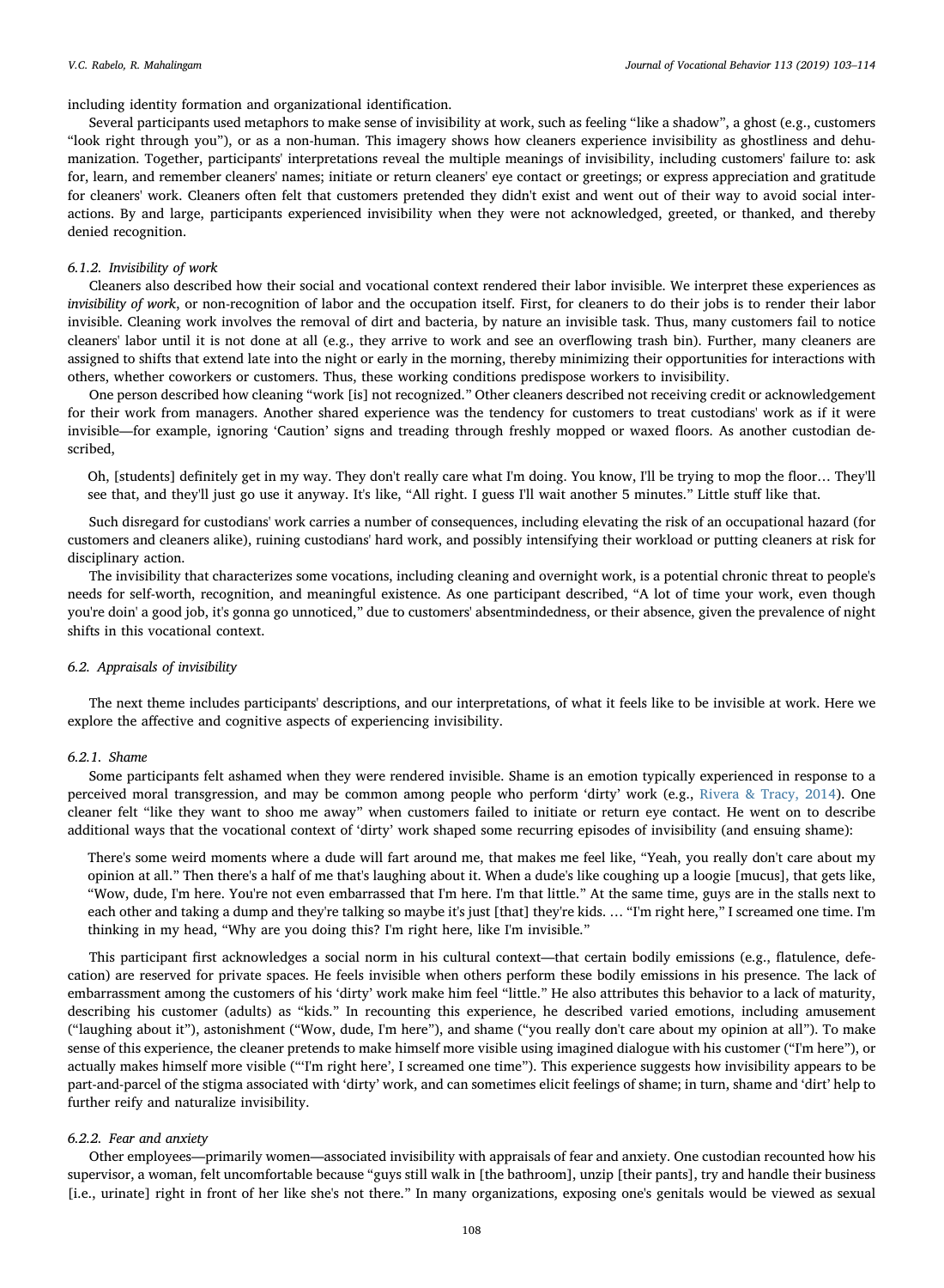including identity formation and organizational identification.

Several participants used metaphors to make sense of invisibility at work, such as feeling "like a shadow", a ghost (e.g., customers "look right through you"), or as a non-human. This imagery shows how cleaners experience invisibility as ghostliness and dehumanization. Together, participants' interpretations reveal the multiple meanings of invisibility, including customers' failure to: ask for, learn, and remember cleaners' names; initiate or return cleaners' eye contact or greetings; or express appreciation and gratitude for cleaners' work. Cleaners often felt that customers pretended they didn't exist and went out of their way to avoid social interactions. By and large, participants experienced invisibility when they were not acknowledged, greeted, or thanked, and thereby denied recognition.

#### 6.1.2. Invisibility of work

Cleaners also described how their social and vocational context rendered their labor invisible. We interpret these experiences as *invisibility of work*, or non-recognition of labor and the occupation itself. First, for cleaners to do their jobs is to render their labor invisible. Cleaning work involves the removal of dirt and bacteria, by nature an invisible task. Thus, many customers fail to notice cleaners' labor until it is not done at all (e.g., they arrive to work and see an overflowing trash bin). Further, many cleaners are assigned to shifts that extend late into the night or early in the morning, thereby minimizing their opportunities for interactions with others, whether coworkers or customers. Thus, these working conditions predispose workers to invisibility.

One person described how cleaning "work [is] not recognized." Other cleaners described not receiving credit or acknowledgement for their work from managers. Another shared experience was the tendency for customers to treat custodians' work as if it were invisible—for example, ignoring 'Caution' signs and treading through freshly mopped or waxed floors. As another custodian described,

> Oh, [students] definitely get in my way. They don't really care what I'm doing. You know, I'll be trying to mop the floor… They'll see that, and they'll just go use it anyway. It's like, "All right. I guess I'll wait another 5 minutes." Little stuff like that.

Such disregard for custodians' work carries a number of consequences, including elevating the risk of an occupational hazard (for customers and cleaners alike), ruining custodians' hard work, and possibly intensifying their workload or putting cleaners at risk for disciplinary action.

The invisibility that characterizes some vocations, including cleaning and overnight work, is a potential chronic threat to people's needs for self-worth, recognition, and meaningful existence. As one participant described, "A lot of time your work, even though you're doin' a good job, it's gonna go unnoticed," due to customers' absentmindedness, or their absence, given the prevalence of night shifts in this vocational context.

### 6.2. Appraisals of invisibility

The next theme includes participants' descriptions, and our interpretations, of what it feels like to be invisible at work. Here we explore the affective and cognitive aspects of experiencing invisibility.

#### 6.2.1. Shame

Some participants felt ashamed when they were rendered invisible. Shame is an emotion typically experienced in response to a perceived moral transgression, and may be common among people who perform 'dirty' work (e.g., Rivera & Tracy, 2014). One cleaner felt "like they want to shoo me away" when customers failed to initiate or return eye contact. He went on to describe additional ways that the vocational context of 'dirty' work shaped some recurring episodes of invisibility (and ensuing shame):

> There's some weird moments where a dude will fart around me, that makes me feel like, "Yeah, you really don't care about my opinion at all." Then there's a half of me that's laughing about it. When a dude's like coughing up a loogie [mucus], that gets like, "Wow, dude, I'm here. You're not even embarrassed that I'm here. I'm that little." At the same time, guys are in the stalls next to each other and taking a dump and they're talking so maybe it's just [that] they're kids. … "I'm right here," I screamed one time. I'm thinking in my head, "Why are you doing this? I'm right here, like I'm invisible."

This participant first acknowledges a social norm in his cultural context—that certain bodily emissions (e.g., flatulence, defecation) are reserved for private spaces. He feels invisible when others perform these bodily emissions in his presence. The lack of embarrassment among the customers of his 'dirty' work make him feel "little." He also attributes this behavior to a lack of maturity, describing his customer (adults) as "kids." In recounting this experience, he described varied emotions, including amusement ("laughing about it"), astonishment ("Wow, dude, I'm here"), and shame ("you really don't care about my opinion at all"). To make sense of this experience, the cleaner pretends to make himself more visible using imagined dialogue with his customer ("I'm here"), or actually makes himself more visible ("'I'm right here', I screamed one time"). This experience suggests how invisibility appears to be part-and-parcel of the stigma associated with 'dirty' work, and can sometimes elicit feelings of shame; in turn, shame and 'dirt' help to further reify and naturalize invisibility.

#### 6.2.2. Fear and anxiety

Other employees—primarily women—associated invisibility with appraisals of fear and anxiety. One custodian recounted how his supervisor, a woman, felt uncomfortable because "guys still walk in [the bathroom], unzip [their pants], try and handle their business [i.e., urinate] right in front of her like she's not there." In many organizations, exposing one's genitals would be viewed as sexual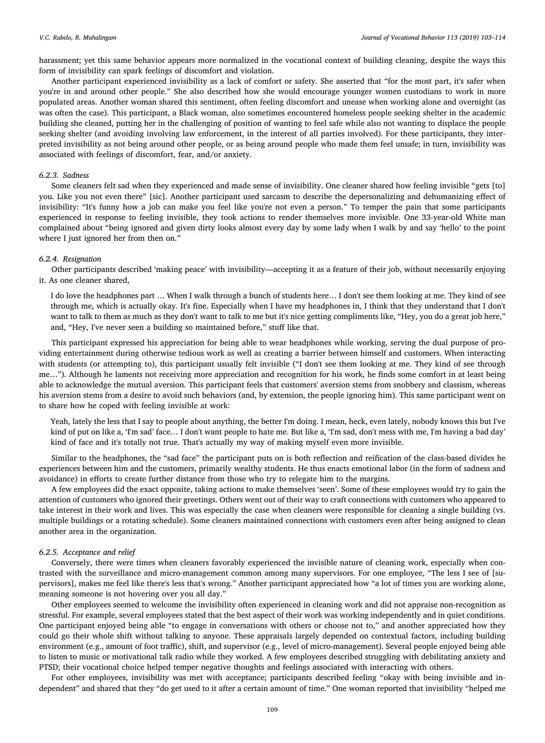harassment; yet this same behavior appears more normalized in the vocational context of building cleaning, despite the ways this form of invisibility can spark feelings of discomfort and violation.

Another participant experienced invisibility as a lack of comfort or safety. She asserted that "for the most part, it's safer when you're in and around other people." She also described how she would encourage younger women custodians to work in more populated areas. Another woman shared this sentiment, often feeling discomfort and unease when working alone and overnight (as was often the case). This participant, a Black woman, also sometimes encountered homeless people seeking shelter in the academic building she cleaned, putting her in the challenging of position of wanting to feel safe while also not wanting to displace the people seeking shelter (and avoiding involving law enforcement, in the interest of all parties involved). For these participants, they interpreted invisibility as not being around other people, or as being around people who made them feel unsafe; in turn, invisibility was associated with feelings of discomfort, fear, and/or anxiety.

#### 6.2.3. Sadness

Some cleaners felt sad when they experienced and made sense of invisibility. One cleaner shared how feeling invisible "gets [to] you. Like you not even there" [sic]. Another participant used sarcasm to describe the depersonalizing and dehumanizing effect of invisibility: "It's funny how a job can make you feel like you're not even a person." To temper the pain that some participants experienced in response to feeling invisible, they took actions to render themselves more invisible. One 33-year-old White man complained about "being ignored and given dirty looks almost every day by some lady when I walk by and say 'hello' to the point where I just ignored her from then on."

#### 6.2.4. Resignation

Other participants described 'making peace' with invisibility—accepting it as a feature of their job, without necessarily enjoying it. As one cleaner shared,

> I do love the headphones part … When I walk through a bunch of students here… I don't see them looking at me. They kind of see through me, which is actually okay. It's fine. Especially when I have my headphones in, I think that they understand that I don't want to talk to them as much as they don't want to talk to me but it's nice getting compliments like, "Hey, you do a great job here," and, "Hey, I've never seen a building so maintained before," stuff like that.

This participant expressed his appreciation for being able to wear headphones while working, serving the dual purpose of providing entertainment during otherwise tedious work as well as creating a barrier between himself and customers. When interacting with students (or attempting to), this participant usually felt invisible ("I don't see them looking at me. They kind of see through me…"). Although he laments not receiving more appreciation and recognition for his work, he finds some comfort in at least being able to acknowledge the mutual aversion. This participant feels that customers' aversion stems from snobbery and classism, whereas his aversion stems from a desire to avoid such behaviors (and, by extension, the people ignoring him). This same participant went on to share how he coped with feeling invisible at work:

> Yeah, lately the less that I say to people about anything, the better I'm doing. I mean, heck, even lately, nobody knows this but I've kind of put on like a, 'I'm sad' face… I don't want people to hate me. But like a, 'I'm sad, don't mess with me, I'm having a bad day' kind of face and it's totally not true. That's actually my way of making myself even more invisible.

Similar to the headphones, the "sad face" the participant puts on is both reflection and reification of the class-based divides he experiences between him and the customers, primarily wealthy students. He thus enacts emotional labor (in the form of sadness and avoidance) in efforts to create further distance from those who try to relegate him to the margins.

A few employees did the exact opposite, taking actions to make themselves 'seen'. Some of these employees would try to gain the attention of customers who ignored their greetings. Others went out of their way to craft connections with customers who appeared to take interest in their work and lives. This was especially the case when cleaners were responsible for cleaning a single building (vs. multiple buildings or a rotating schedule). Some cleaners maintained connections with customers even after being assigned to clean another area in the organization.

#### 6.2.5. Acceptance and relief

Conversely, there were times when cleaners favorably experienced the invisible nature of cleaning work, especially when contrasted with the surveillance and micro-management common among many supervisors. For one employee, "The less I see of [supervisors], makes me feel like there's less that's wrong." Another participant appreciated how "a lot of times you are working alone, meaning someone is not hovering over you all day."

Other employees seemed to welcome the invisibility often experienced in cleaning work and did not appraise non-recognition as stressful. For example, several employees stated that the best aspect of their work was working independently and in quiet conditions. One participant enjoyed being able "to engage in conversations with others or choose not to," and another appreciated how they could go their whole shift without talking to anyone. These appraisals largely depended on contextual factors, including building environment (e.g., amount of foot traffic), shift, and supervisor (e.g., level of micro-management). Several people enjoyed being able to listen to music or motivational talk radio while they worked. A few employees described struggling with debilitating anxiety and PTSD; their vocational choice helped temper negative thoughts and feelings associated with interacting with others.

For other employees, invisibility was met with acceptance; participants described feeling "okay with being invisible and independent" and shared that they "do get used to it after a certain amount of time." One woman reported that invisibility "helped me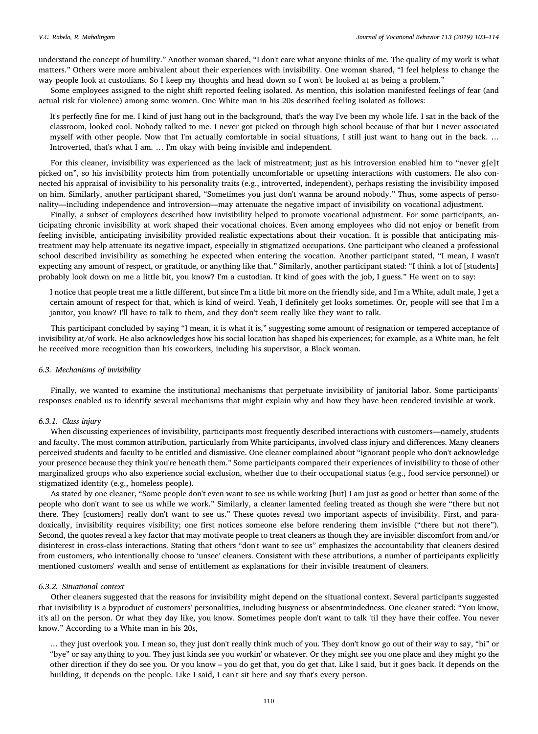understand the concept of humility." Another woman shared, "I don't care what anyone thinks of me. The quality of my work is what matters." Others were more ambivalent about their experiences with invisibility. One woman shared, "I feel helpless to change the way people look at custodians. So I keep my thoughts and head down so I won't be looked at as being a problem."

Some employees assigned to the night shift reported feeling isolated. As mention, this isolation manifested feelings of fear (and actual risk for violence) among some women. One White man in his 20s described feeling isolated as follows:

> It's perfectly fine for me. I kind of just hang out in the background, that's the way I've been my whole life. I sat in the back of the classroom, looked cool. Nobody talked to me. I never got picked on through high school because of that but I never associated myself with other people. Now that I'm actually comfortable in social situations, I still just want to hang out in the back. … Introverted, that's what I am. … I'm okay with being invisible and independent.

For this cleaner, invisibility was experienced as the lack of mistreatment; just as his introversion enabled him to "never g[e]t picked on", so his invisibility protects him from potentially uncomfortable or upsetting interactions with customers. He also connected his appraisal of invisibility to his personality traits (e.g., introverted, independent), perhaps resisting the invisibility imposed on him. Similarly, another participant shared, "Sometimes you just don't wanna be around nobody." Thus, some aspects of personality—including independence and introversion—may attenuate the negative impact of invisibility on vocational adjustment.

Finally, a subset of employees described how invisibility helped to promote vocational adjustment. For some participants, anticipating chronic invisibility at work shaped their vocational choices. Even among employees who did not enjoy or benefit from feeling invisible, anticipating invisibility provided realistic expectations about their vocation. It is possible that anticipating mistreatment may help attenuate its negative impact, especially in stigmatized occupations. One participant who cleaned a professional school described invisibility as something he expected when entering the vocation. Another participant stated, "I mean, I wasn't expecting any amount of respect, or gratitude, or anything like that." Similarly, another participant stated: "I think a lot of [students] probably look down on me a little bit, you know? I'm a custodian. It kind of goes with the job, I guess." He went on to say:

> I notice that people treat me a little different, but since I'm a little bit more on the friendly side, and I'm a White, adult male, I get a certain amount of respect for that, which is kind of weird. Yeah, I definitely get looks sometimes. Or, people will see that I'm a janitor, you know? I'll have to talk to them, and they don't seem really like they want to talk.

This participant concluded by saying "I mean, it is what it is," suggesting some amount of resignation or tempered acceptance of invisibility at/of work. He also acknowledges how his social location has shaped his experiences; for example, as a White man, he felt he received more recognition than his coworkers, including his supervisor, a Black woman.

### *6.3. Mechanisms of invisibility*

Finally, we wanted to examine the institutional mechanisms that perpetuate invisibility of janitorial labor. Some participants' responses enabled us to identify several mechanisms that might explain why and how they have been rendered invisible at work.

#### *6.3.1. Class injury*

When discussing experiences of invisibility, participants most frequently described interactions with customers—namely, students and faculty. The most common attribution, particularly from White participants, involved class injury and differences. Many cleaners perceived students and faculty to be entitled and dismissive. One cleaner complained about "ignorant people who don't acknowledge your presence because they think you're beneath them." Some participants compared their experiences of invisibility to those of other marginalized groups who also experience social exclusion, whether due to their occupational status (e.g., food service personnel) or stigmatized identity (e.g., homeless people).

As stated by one cleaner, "Some people don't even want to see us while working [but] I am just as good or better than some of the people who don't want to see us while we work." Similarly, a cleaner lamented feeling treated as though she were "there but not there. They [customers] really don't want to see us." These quotes reveal two important aspects of invisibility. First, and paradoxically, invisibility requires visibility; one first notices someone else before rendering them invisible ("there but not there"). Second, the quotes reveal a key factor that may motivate people to treat cleaners as though they are invisible: discomfort from and/or disinterest in cross-class interactions. Stating that others "don't want to see us" emphasizes the accountability that cleaners desired from customers, who intentionally choose to 'unsee' cleaners. Consistent with these attributions, a number of participants explicitly mentioned customers' wealth and sense of entitlement as explanations for their invisible treatment of cleaners.

#### *6.3.2. Situational context*

Other cleaners suggested that the reasons for invisibility might depend on the situational context. Several participants suggested that invisibility is a byproduct of customers' personalities, including busyness or absentmindedness. One cleaner stated: "You know, it's all on the person. Or what they day like, you know. Sometimes people don't want to talk 'til they have their coffee. You never know." According to a White man in his 20s,

> … they just overlook you. I mean so, they just don't really think much of you. They don't know go out of their way to say, "hi" or "bye" or say anything to you. They just kinda see you workin' or whatever. Or they might see you one place and they might go the other direction if they do see you. Or you know – you do get that, you do get that. Like I said, but it goes back. It depends on the building, it depends on the people. Like I said, I can't sit here and say that's every person.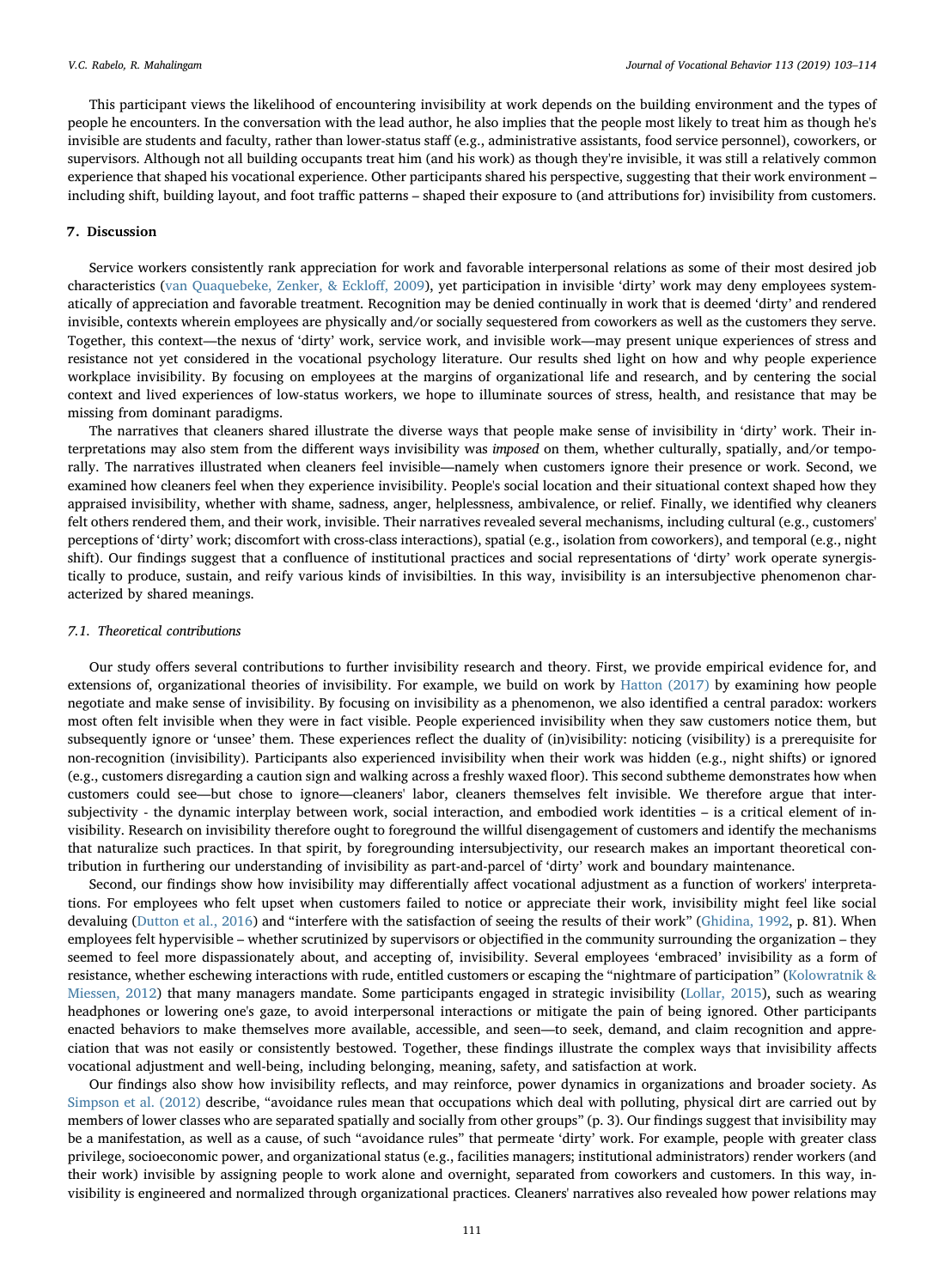This participant views the likelihood of encountering invisibility at work depends on the building environment and the types of people he encounters. In the conversation with the lead author, he also implies that the people most likely to treat him as though he's invisible are students and faculty, rather than lower-status staff (e.g., administrative assistants, food service personnel), coworkers, or supervisors. Although not all building occupants treat him (and his work) as though they're invisible, it was still a relatively common experience that shaped his vocational experience. Other participants shared his perspective, suggesting that their work environment – including shift, building layout, and foot traffic patterns – shaped their exposure to (and attributions for) invisibility from customers.

## 7. Discussion

Service workers consistently rank appreciation for work and favorable interpersonal relations as some of their most desired job characteristics (van Quaquebeke, Zenker, & Eckloff, 2009), yet participation in invisible 'dirty' work may deny employees systematically of appreciation and favorable treatment. Recognition may be denied continually in work that is deemed 'dirty' and rendered invisible, contexts wherein employees are physically and/or socially sequestered from coworkers as well as the customers they serve. Together, this context—the nexus of 'dirty' work, service work, and invisible work—may present unique experiences of stress and resistance not yet considered in the vocational psychology literature. Our results shed light on how and why people experience workplace invisibility. By focusing on employees at the margins of organizational life and research, and by centering the social context and lived experiences of low-status workers, we hope to illuminate sources of stress, health, and resistance that may be missing from dominant paradigms.

The narratives that cleaners shared illustrate the diverse ways that people make sense of invisibility in 'dirty' work. Their interpretations may also stem from the different ways invisibility was *imposed* on them, whether culturally, spatially, and/or temporally. The narratives illustrated when cleaners feel invisible—namely when customers ignore their presence or work. Second, we examined how cleaners feel when they experience invisibility. People's social location and their situational context shaped how they appraised invisibility, whether with shame, sadness, anger, helplessness, ambivalence, or relief. Finally, we identified why cleaners felt others rendered them, and their work, invisible. Their narratives revealed several mechanisms, including cultural (e.g., customers' perceptions of 'dirty' work; discomfort with cross-class interactions), spatial (e.g., isolation from coworkers), and temporal (e.g., night shift). Our findings suggest that a confluence of institutional practices and social representations of 'dirty' work operate synergistically to produce, sustain, and reify various kinds of invisibilties. In this way, invisibility is an intersubjective phenomenon characterized by shared meanings.

### 7.1. Theoretical contributions

Our study offers several contributions to further invisibility research and theory. First, we provide empirical evidence for, and extensions of, organizational theories of invisibility. For example, we build on work by Hatton (2017) by examining how people negotiate and make sense of invisibility. By focusing on invisibility as a phenomenon, we also identified a central paradox: workers most often felt invisible when they were in fact visible. People experienced invisibility when they saw customers notice them, but subsequently ignore or 'unsee' them. These experiences reflect the duality of (in)visibility: noticing (visibility) is a prerequisite for non-recognition (invisibility). Participants also experienced invisibility when their work was hidden (e.g., night shifts) or ignored (e.g., customers disregarding a caution sign and walking across a freshly waxed floor). This second subtheme demonstrates how when customers could see—but chose to ignore—cleaners' labor, cleaners themselves felt invisible. We therefore argue that intersubjectivity - the dynamic interplay between work, social interaction, and embodied work identities – is a critical element of invisibility. Research on invisibility therefore ought to foreground the willful disengagement of customers and identify the mechanisms that naturalize such practices. In that spirit, by foregrounding intersubjectivity, our research makes an important theoretical contribution in furthering our understanding of invisibility as part-and-parcel of 'dirty' work and boundary maintenance.

Second, our findings show how invisibility may differentially affect vocational adjustment as a function of workers' interpretations. For employees who felt upset when customers failed to notice or appreciate their work, invisibility might feel like social devaluing (Dutton et al., 2016) and "interfere with the satisfaction of seeing the results of their work" (Ghidina, 1992, p. 81). When employees felt hypervisible – whether scrutinized by supervisors or objectified in the community surrounding the organization – they seemed to feel more dispassionately about, and accepting of, invisibility. Several employees 'embraced' invisibility as a form of resistance, whether eschewing interactions with rude, entitled customers or escaping the "nightmare of participation" (Kolowratnik & Miessen, 2012) that many managers mandate. Some participants engaged in strategic invisibility (Lollar, 2015), such as wearing headphones or lowering one's gaze, to avoid interpersonal interactions or mitigate the pain of being ignored. Other participants enacted behaviors to make themselves more available, accessible, and seen—to seek, demand, and claim recognition and appreciation that was not easily or consistently bestowed. Together, these findings illustrate the complex ways that invisibility affects vocational adjustment and well-being, including belonging, meaning, safety, and satisfaction at work.

Our findings also show how invisibility reflects, and may reinforce, power dynamics in organizations and broader society. As Simpson et al. (2012) describe, "avoidance rules mean that occupations which deal with polluting, physical dirt are carried out by members of lower classes who are separated spatially and socially from other groups" (p. 3). Our findings suggest that invisibility may be a manifestation, as well as a cause, of such "avoidance rules" that permeate 'dirty' work. For example, people with greater class privilege, socioeconomic power, and organizational status (e.g., facilities managers; institutional administrators) render workers (and their work) invisible by assigning people to work alone and overnight, separated from coworkers and customers. In this way, invisibility is engineered and normalized through organizational practices. Cleaners' narratives also revealed how power relations may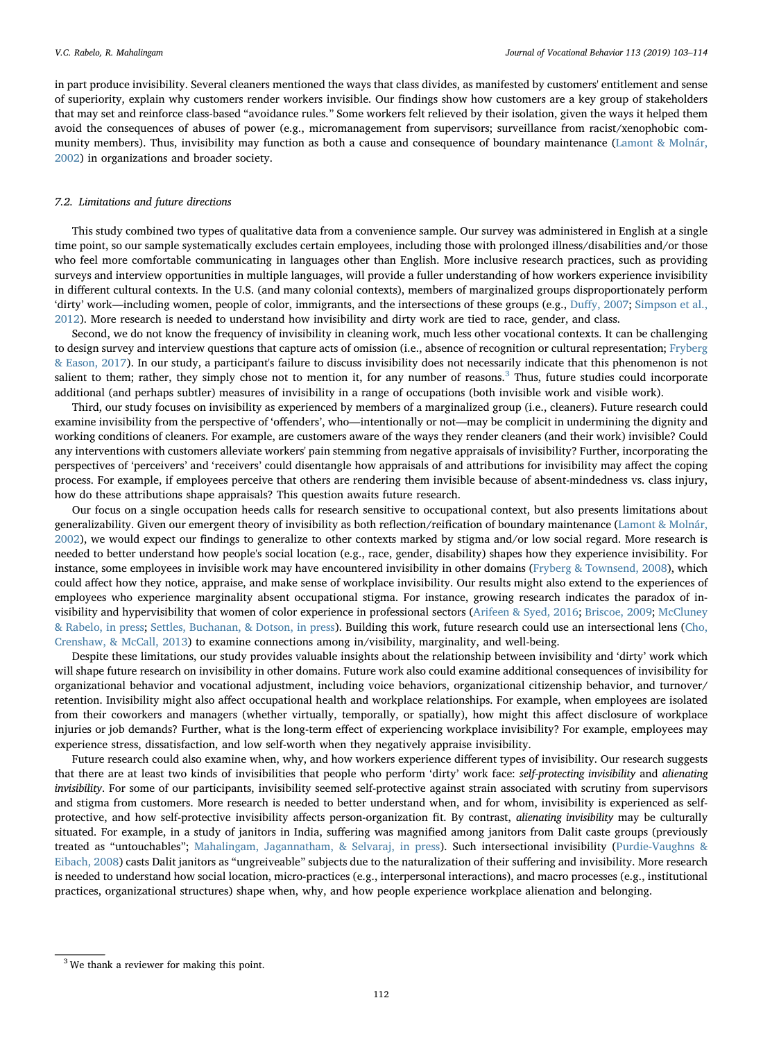in part produce invisibility. Several cleaners mentioned the ways that class divides, as manifested by customers' entitlement and sense of superiority, explain why customers render workers invisible. Our findings show how customers are a key group of stakeholders that may set and reinforce class-based "avoidance rules." Some workers felt relieved by their isolation, given the ways it helped them avoid the consequences of abuses of power (e.g., micromanagement from supervisors; surveillance from racist/xenophobic community members). Thus, invisibility may function as both a cause and consequence of boundary maintenance (Lamont & Molnár, 2002) in organizations and broader society.

### 7.2. Limitations and future directions

This study combined two types of qualitative data from a convenience sample. Our survey was administered in English at a single time point, so our sample systematically excludes certain employees, including those with prolonged illness/disabilities and/or those who feel more comfortable communicating in languages other than English. More inclusive research practices, such as providing surveys and interview opportunities in multiple languages, will provide a fuller understanding of how workers experience invisibility in different cultural contexts. In the U.S. (and many colonial contexts), members of marginalized groups disproportionately perform 'dirty' work—including women, people of color, immigrants, and the intersections of these groups (e.g., Duffy, 2007; Simpson et al., 2012). More research is needed to understand how invisibility and dirty work are tied to race, gender, and class.

Second, we do not know the frequency of invisibility in cleaning work, much less other vocational contexts. It can be challenging to design survey and interview questions that capture acts of omission (i.e., absence of recognition or cultural representation; Fryberg & Eason, 2017). In our study, a participant's failure to discuss invisibility does not necessarily indicate that this phenomenon is not salient to them; rather, they simply chose not to mention it, for any number of reasons.[3] Thus, future studies could incorporate additional (and perhaps subtler) measures of invisibility in a range of occupations (both invisible work and visible work).

Third, our study focuses on invisibility as experienced by members of a marginalized group (i.e., cleaners). Future research could examine invisibility from the perspective of 'offenders', who—intentionally or not—may be complicit in undermining the dignity and working conditions of cleaners. For example, are customers aware of the ways they render cleaners (and their work) invisible? Could any interventions with customers alleviate workers' pain stemming from negative appraisals of invisibility? Further, incorporating the perspectives of 'perceivers' and 'receivers' could disentangle how appraisals of and attributions for invisibility may affect the coping process. For example, if employees perceive that others are rendering them invisible because of absent-mindedness vs. class injury, how do these attributions shape appraisals? This question awaits future research.

Our focus on a single occupation heeds calls for research sensitive to occupational context, but also presents limitations about generalizability. Given our emergent theory of invisibility as both reflection/reification of boundary maintenance (Lamont & Molnár, 2002), we would expect our findings to generalize to other contexts marked by stigma and/or low social regard. More research is needed to better understand how people's social location (e.g., race, gender, disability) shapes how they experience invisibility. For instance, some employees in invisible work may have encountered invisibility in other domains (Fryberg & Townsend, 2008), which could affect how they notice, appraise, and make sense of workplace invisibility. Our results might also extend to the experiences of employees who experience marginality absent occupational stigma. For instance, growing research indicates the paradox of invisibility and hypervisibility that women of color experience in professional sectors (Arifeen & Syed, 2016; Briscoe, 2009; McCluney & Rabelo, in press; Settles, Buchanan, & Dotson, in press). Building this work, future research could use an intersectional lens (Cho, Crenshaw, & McCall, 2013) to examine connections among in/visibility, marginality, and well-being.

Despite these limitations, our study provides valuable insights about the relationship between invisibility and 'dirty' work which will shape future research on invisibility in other domains. Future work also could examine additional consequences of invisibility for organizational behavior and vocational adjustment, including voice behaviors, organizational citizenship behavior, and turnover/retention. Invisibility might also affect occupational health and workplace relationships. For example, when employees are isolated from their coworkers and managers (whether virtually, temporally, or spatially), how might this affect disclosure of workplace injuries or job demands? Further, what is the long-term effect of experiencing workplace invisibility? For example, employees may experience stress, dissatisfaction, and low self-worth when they negatively appraise invisibility.

Future research could also examine when, why, and how workers experience different types of invisibility. Our research suggests that there are at least two kinds of invisibilities that people who perform 'dirty' work face: *self-protecting invisibility* and *alienating invisibility*. For some of our participants, invisibility seemed self-protective against strain associated with scrutiny from supervisors and stigma from customers. More research is needed to better understand when, and for whom, invisibility is experienced as self-protective, and how self-protective invisibility affects person-organization fit. By contrast, *alienating invisibility* may be culturally situated. For example, in a study of janitors in India, suffering was magnified among janitors from Dalit caste groups (previously treated as "untouchables"; Mahalingam, Jagannatham, & Selvaraj, in press). Such intersectional invisibility (Purdie-Vaughns & Eibach, 2008) casts Dalit janitors as "ungreiveable" subjects due to the naturalization of their suffering and invisibility. More research is needed to understand how social location, micro-practices (e.g., interpersonal interactions), and macro processes (e.g., institutional practices, organizational structures) shape when, why, and how people experience workplace alienation and belonging.

[3] We thank a reviewer for making this point.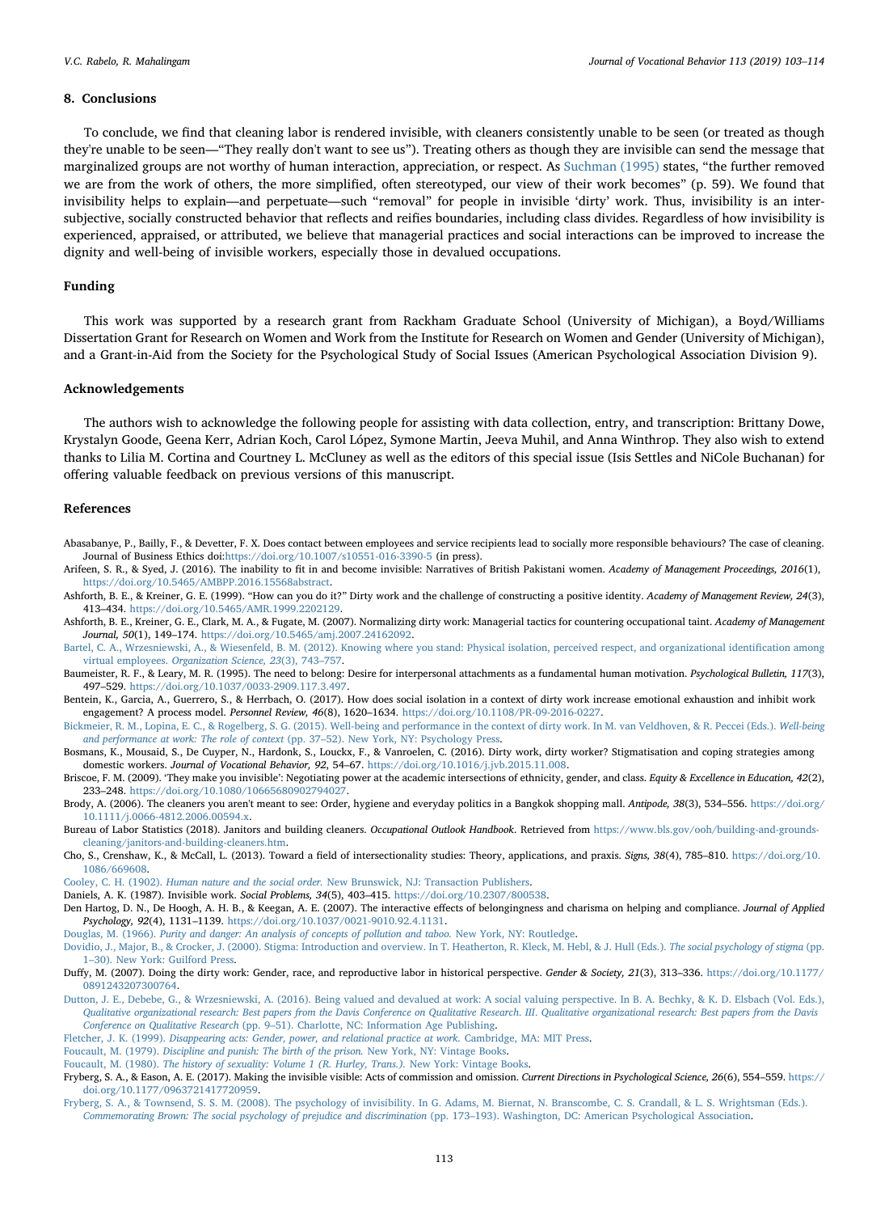## 8. Conclusions

To conclude, we find that cleaning labor is rendered invisible, with cleaners consistently unable to be seen (or treated as though they're unable to be seen—"They really don't want to see us"). Treating others as though they are invisible can send the message that marginalized groups are not worthy of human interaction, appreciation, or respect. As Suchman (1995) states, "the further removed we are from the work of others, the more simplified, often stereotyped, our view of their work becomes" (p. 59). We found that invisibility helps to explain—and perpetuate—such "removal" for people in invisible 'dirty' work. Thus, invisibility is an intersubjective, socially constructed behavior that reflects and reifies boundaries, including class divides. Regardless of how invisibility is experienced, appraised, or attributed, we believe that managerial practices and social interactions can be improved to increase the dignity and well-being of invisible workers, especially those in devalued occupations.

## Funding

This work was supported by a research grant from Rackham Graduate School (University of Michigan), a Boyd/Williams Dissertation Grant for Research on Women and Work from the Institute for Research on Women and Gender (University of Michigan), and a Grant-in-Aid from the Society for the Psychological Study of Social Issues (American Psychological Association Division 9).

## Acknowledgements

The authors wish to acknowledge the following people for assisting with data collection, entry, and transcription: Brittany Dowe, Krystalyn Goode, Geena Kerr, Adrian Koch, Carol López, Symone Martin, Jeeva Muhil, and Anna Winthrop. They also wish to extend thanks to Lilia M. Cortina and Courtney L. McCluney as well as the editors of this special issue (Isis Settles and NiCole Buchanan) for offering valuable feedback on previous versions of this manuscript.

## References

Abasabanye, P., Bailly, F., & Devetter, F. X. Does contact between employees and service recipients lead to socially more responsible behaviours? The case of cleaning. Journal of Business Ethics doi:https://doi.org/10.1007/s10551-016-3390-5 (in press).

Arifeen, S. R., & Syed, J. (2016). The inability to fit in and become invisible: Narratives of British Pakistani women. *Academy of Management Proceedings, 2016*(1), https://doi.org/10.5465/AMBPP.2016.15568abstract.

Ashforth, B. E., & Kreiner, G. E. (1999). "How can you do it?" Dirty work and the challenge of constructing a positive identity. *Academy of Management Review, 24*(3), 413–434. https://doi.org/10.5465/AMR.1999.2202129.

Ashforth, B. E., Kreiner, G. E., Clark, M. A., & Fugate, M. (2007). Normalizing dirty work: Managerial tactics for countering occupational taint. *Academy of Management Journal, 50*(1), 149–174. https://doi.org/10.5465/amj.2007.24162092.

Bartel, C. A., Wrzesniewski, A., & Wiesenfeld, B. M. (2012). Knowing where you stand: Physical isolation, perceived respect, and organizational identification among virtual employees. *Organization Science, 23*(3), 743–757.

Baumeister, R. F., & Leary, M. R. (1995). The need to belong: Desire for interpersonal attachments as a fundamental human motivation. *Psychological Bulletin, 117*(3), 497–529. https://doi.org/10.1037/0033-2909.117.3.497.

Bentein, K., Garcia, A., Guerrero, S., & Herrbach, O. (2017). How does social isolation in a context of dirty work increase emotional exhaustion and inhibit work engagement? A process model. *Personnel Review, 46*(8), 1620–1634. https://doi.org/10.1108/PR-09-2016-0227.

Bickmeier, R. M., Lopina, E. C., & Rogelberg, S. G. (2015). Well-being and performance in the context of dirty work. In M. van Veldhoven, & R. Peccei (Eds.). *Well-being and performance at work: The role of context* (pp. 37–52). New York, NY: Psychology Press.

Bosmans, K., Mousaid, S., De Cuyper, N., Hardonk, S., Louckx, F., & Vanroelen, C. (2016). Dirty work, dirty worker? Stigmatisation and coping strategies among domestic workers. *Journal of Vocational Behavior, 92*, 54–67. https://doi.org/10.1016/j.jvb.2015.11.008.

Briscoe, F. M. (2009). 'They make you invisible': Negotiating power at the academic intersections of ethnicity, gender, and class. *Equity & Excellence in Education, 42*(2), 233–248. https://doi.org/10.1080/10665680902794027.

Brody, A. (2006). The cleaners you aren't meant to see: Order, hygiene and everyday politics in a Bangkok shopping mall. *Antipode, 38*(3), 534–556. https://doi.org/10.1111/j.0066-4812.2006.00594.x.

Bureau of Labor Statistics (2018). Janitors and building cleaners. *Occupational Outlook Handbook*. Retrieved from https://www.bls.gov/ooh/building-and-grounds-cleaning/janitors-and-building-cleaners.htm.

Cho, S., Crenshaw, K., & McCall, L. (2013). Toward a field of intersectionality studies: Theory, applications, and praxis. *Signs, 38*(4), 785–810. https://doi.org/10.1086/669608.

Cooley, C. H. (1902). *Human nature and the social order.* New Brunswick, NJ: Transaction Publishers.

Daniels, A. K. (1987). Invisible work. *Social Problems, 34*(5), 403–415. https://doi.org/10.2307/800538.

Den Hartog, D. N., De Hoogh, A. H. B., & Keegan, A. E. (2007). The interactive effects of belongingness and charisma on helping and compliance. *Journal of Applied Psychology, 92*(4), 1131–1139. https://doi.org/10.1037/0021-9010.92.4.1131.

Douglas, M. (1966). *Purity and danger: An analysis of concepts of pollution and taboo.* New York, NY: Routledge.

Dovidio, J., Major, B., & Crocker, J. (2000). Stigma: Introduction and overview. In T. Heatherton, R. Kleck, M. Hebl, & J. Hull (Eds.). *The social psychology of stigma* (pp. 1–30). New York: Guilford Press.

Duffy, M. (2007). Doing the dirty work: Gender, race, and reproductive labor in historical perspective. *Gender & Society, 21*(3), 313–336. https://doi.org/10.1177/0891243207300764.

Dutton, J. E., Debebe, G., & Wrzesniewski, A. (2016). Being valued and devalued at work: A social valuing perspective. In B. A. Bechky, & K. D. Elsbach (Vol. Eds.), *Qualitative organizational research: Best papers from the Davis Conference on Qualitative Research. III. Qualitative organizational research: Best papers from the Davis Conference on Qualitative Research* (pp. 9–51). Charlotte, NC: Information Age Publishing.

Fletcher, J. K. (1999). *Disappearing acts: Gender, power, and relational practice at work.* Cambridge, MA: MIT Press.

Foucault, M. (1979). *Discipline and punish: The birth of the prison.* New York, NY: Vintage Books.

Foucault, M. (1980). *The history of sexuality: Volume 1 (R. Hurley, Trans.).* New York: Vintage Books.

Fryberg, S. A., & Eason, A. E. (2017). Making the invisible visible: Acts of commission and omission. *Current Directions in Psychological Science, 26*(6), 554–559. https://doi.org/10.1177/0963721417720959.

Fryberg, S. A., & Townsend, S. S. M. (2008). The psychology of invisibility. In G. Adams, M. Biernat, N. Branscombe, C. S. Crandall, & L. S. Wrightsman (Eds.). *Commemorating Brown: The social psychology of prejudice and discrimination* (pp. 173–193). Washington, DC: American Psychological Association.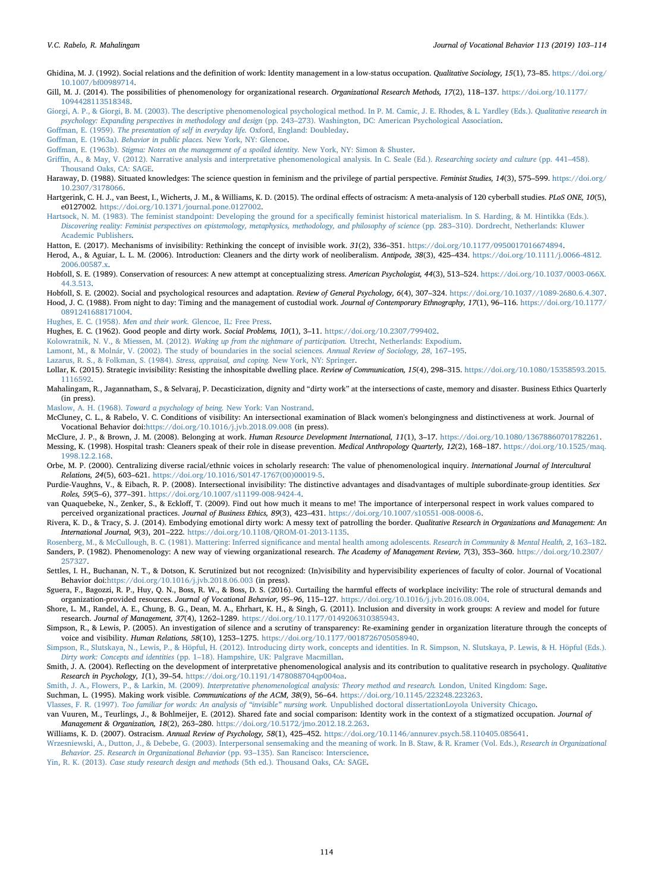Ghidina, M. J. (1992). Social relations and the definition of work: Identity management in a low-status occupation. *Qualitative Sociology, 15*(1), 73–85. https://doi.org/10.1007/bf00989714.

Gill, M. J. (2014). The possibilities of phenomenology for organizational research. *Organizational Research Methods, 17*(2), 118–137. https://doi.org/10.1177/1094428113518348.

Giorgi, A. P., & Giorgi, B. M. (2003). The descriptive phenomenological psychological method. In P. M. Camic, J. E. Rhodes, & L. Yardley (Eds.). *Qualitative research in psychology: Expanding perspectives in methodology and design* (pp. 243–273). Washington, DC: American Psychological Association.

Goffman, E. (1959). *The presentation of self in everyday life.* Oxford, England: Doubleday.

Goffman, E. (1963a). *Behavior in public places.* New York, NY: Glencoe.

Goffman, E. (1963b). *Stigma: Notes on the management of a spoiled identity.* New York, NY: Simon & Shuster.

Griffin, A., & May, V. (2012). Narrative analysis and interpretative phenomenological analysis. In C. Seale (Ed.). *Researching society and culture* (pp. 441–458). Thousand Oaks, CA: SAGE.

Haraway, D. (1988). Situated knowledges: The science question in feminism and the privilege of partial perspective. *Feminist Studies, 14*(3), 575–599. https://doi.org/10.2307/3178066.

Hartgerink, C. H. J., van Beest, I., Wicherts, J. M., & Williams, K. D. (2015). The ordinal effects of ostracism: A meta-analysis of 120 cyberball studies. *PLoS ONE, 10*(5), e0127002. https://doi.org/10.1371/journal.pone.0127002.

Hartsock, N. M. (1983). The feminist standpoint: Developing the ground for a specifically feminist historical materialism. In S. Harding, & M. Hintikka (Eds.). *Discovering reality: Feminist perspectives on epistemology, metaphysics, methodology, and philosophy of science* (pp. 283–310). Dordrecht, Netherlands: Kluwer Academic Publishers.

Hatton, E. (2017). Mechanisms of invisibility: Rethinking the concept of invisible work. *31*(2), 336–351. https://doi.org/10.1177/0950017016674894.

Herod, A., & Aguiar, L. L. M. (2006). Introduction: Cleaners and the dirty work of neoliberalism. *Antipode, 38*(3), 425–434. https://doi.org/10.1111/j.0066-4812.2006.00587.x.

Hobfoll, S. E. (1989). Conservation of resources: A new attempt at conceptualizing stress. *American Psychologist, 44*(3), 513–524. https://doi.org/10.1037/0003-066X.44.3.513.

Hobfoll, S. E. (2002). Social and psychological resources and adaptation. *Review of General Psychology, 6*(4), 307–324. https://doi.org/10.1037//1089-2680.6.4.307.

Hood, J. C. (1988). From night to day: Timing and the management of custodial work. *Journal of Contemporary Ethnography, 17*(1), 96–116. https://doi.org/10.1177/0891241688171004.

Hughes, E. C. (1958). *Men and their work.* Glencoe, IL: Free Press.

Hughes, E. C. (1962). Good people and dirty work. *Social Problems, 10*(1), 3–11. https://doi.org/10.2307/799402.

Kolowratnik, N. V., & Miessen, M. (2012). *Waking up from the nightmare of participation.* Utrecht, Netherlands: Expodium.

Lamont, M., & Molnár, V. (2002). The study of boundaries in the social sciences. *Annual Review of Sociology, 28*, 167–195.

Lazarus, R. S., & Folkman, S. (1984). *Stress, appraisal, and coping.* New York, NY: Springer.

Lollar, K. (2015). Strategic invisibility: Resisting the inhospitable dwelling place. *Review of Communication, 15*(4), 298–315. https://doi.org/10.1080/15358593.2015.1116592.

Mahalingam, R., Jagannatham, S., & Selvaraj, P. Decasticization, dignity and "dirty work" at the intersections of caste, memory and disaster. Business Ethics Quarterly (in press).

Maslow, A. H. (1968). *Toward a psychology of being.* New York: Van Nostrand.

McCluney, C. L., & Rabelo, V. C. Conditions of visibility: An intersectional examination of Black women's belongingness and distinctiveness at work. Journal of Vocational Behavior doi:https://doi.org/10.1016/j.jvb.2018.09.008 (in press).

McClure, J. P., & Brown, J. M. (2008). Belonging at work. *Human Resource Development International, 11*(1), 3–17. https://doi.org/10.1080/13678860701782261.

Messing, K. (1998). Hospital trash: Cleaners speak of their role in disease prevention. *Medical Anthropology Quarterly, 12*(2), 168–187. https://doi.org/10.1525/maq.1998.12.2.168.

Orbe, M. P. (2000). Centralizing diverse racial/ethnic voices in scholarly research: The value of phenomenological inquiry. *International Journal of Intercultural Relations, 24*(5), 603–621. https://doi.org/10.1016/S0147-1767(00)00019-5.

Purdie-Vaughns, V., & Eibach, R. P. (2008). Intersectional invisibility: The distinctive advantages and disadvantages of multiple subordinate-group identities. *Sex Roles, 59*(5–6), 377–391. https://doi.org/10.1007/s11199-008-9424-4.

van Quaquebeke, N., Zenker, S., & Eckloff, T. (2009). Find out how much it means to me! The importance of interpersonal respect in work values compared to perceived organizational practices. *Journal of Business Ethics, 89*(3), 423–431. https://doi.org/10.1007/s10551-008-0008-6.

Rivera, K. D., & Tracy, S. J. (2014). Embodying emotional dirty work: A messy text of patrolling the border. *Qualitative Research in Organizations and Management: An International Journal, 9*(3), 201–222. https://doi.org/10.1108/QROM-01-2013-1135.

Rosenberg, M., & McCullough, B. C. (1981). Mattering: Inferred significance and mental health among adolescents. *Research in Community & Mental Health, 2*, 163–182.

Sanders, P. (1982). Phenomenology: A new way of viewing organizational research. *The Academy of Management Review, 7*(3), 353–360. https://doi.org/10.2307/257327.

Settles, I. H., Buchanan, N. T., & Dotson, K. Scrutinized but not recognized: (In)visibility and hypervisibility experiences of faculty of color. Journal of Vocational Behavior doi:https://doi.org/10.1016/j.jvb.2018.06.003 (in press).

Sguera, F., Bagozzi, R. P., Huy, Q. N., Boss, R. W., & Boss, D. S. (2016). Curtailing the harmful effects of workplace incivility: The role of structural demands and organization-provided resources. *Journal of Vocational Behavior, 95–96*, 115–127. https://doi.org/10.1016/j.jvb.2016.08.004.

Shore, L. M., Randel, A. E., Chung, B. G., Dean, M. A., Ehrhart, K. H., & Singh, G. (2011). Inclusion and diversity in work groups: A review and model for future research. *Journal of Management, 37*(4), 1262–1289. https://doi.org/10.1177/0149206310385943.

Simpson, R., & Lewis, P. (2005). An investigation of silence and a scrutiny of transparency: Re-examining gender in organization literature through the concepts of voice and visibility. *Human Relations, 58*(10), 1253–1275. https://doi.org/10.1177/0018726705058940.

Simpson, R., Slutskaya, N., Lewis, P., & Höpful, H. (2012). Introducing dirty work, concepts and identities. In R. Simpson, N. Slutskaya, P. Lewis, & H. Höpful (Eds.). *Dirty work: Concepts and identities* (pp. 1–18). Hampshire, UK: Palgrave Macmillan.

Smith, J. A. (2004). Reflecting on the development of interpretative phenomenological analysis and its contribution to qualitative research in psychology. *Qualitative Research in Psychology, 1*(1), 39–54. https://doi.org/10.1191/1478088704qp004oa.

Smith, J. A., Flowers, P., & Larkin, M. (2009). *Interpretative phenomenological analysis: Theory method and research.* London, United Kingdom: Sage.

Suchman, L. (1995). Making work visible. *Communications of the ACM, 38*(9), 56–64. https://doi.org/10.1145/223248.223263.

Vlasses, F. R. (1997). *Too familiar for words: An analysis of "invisible" nursing work.* Unpublished doctoral dissertationLoyola University Chicago.

van Vuuren, M., Teurlings, J., & Bohlmeijer, E. (2012). Shared fate and social comparison: Identity work in the context of a stigmatized occupation. *Journal of Management & Organization, 18*(2), 263–280. https://doi.org/10.5172/jmo.2012.18.2.263.

Williams, K. D. (2007). Ostracism. *Annual Review of Psychology, 58*(1), 425–452. https://doi.org/10.1146/annurev.psych.58.110405.085641.

Wrzesniewski, A., Dutton, J., & Debebe, G. (2003). Interpersonal sensemaking and the meaning of work. In B. Staw, & R. Kramer (Vol. Eds.), *Research in Organizational Behavior. 25. Research in Organizational Behavior* (pp. 93–135). San Rancisco: Interscience.

Yin, R. K. (2013). *Case study research design and methods* (5th ed.). Thousand Oaks, CA: SAGE.